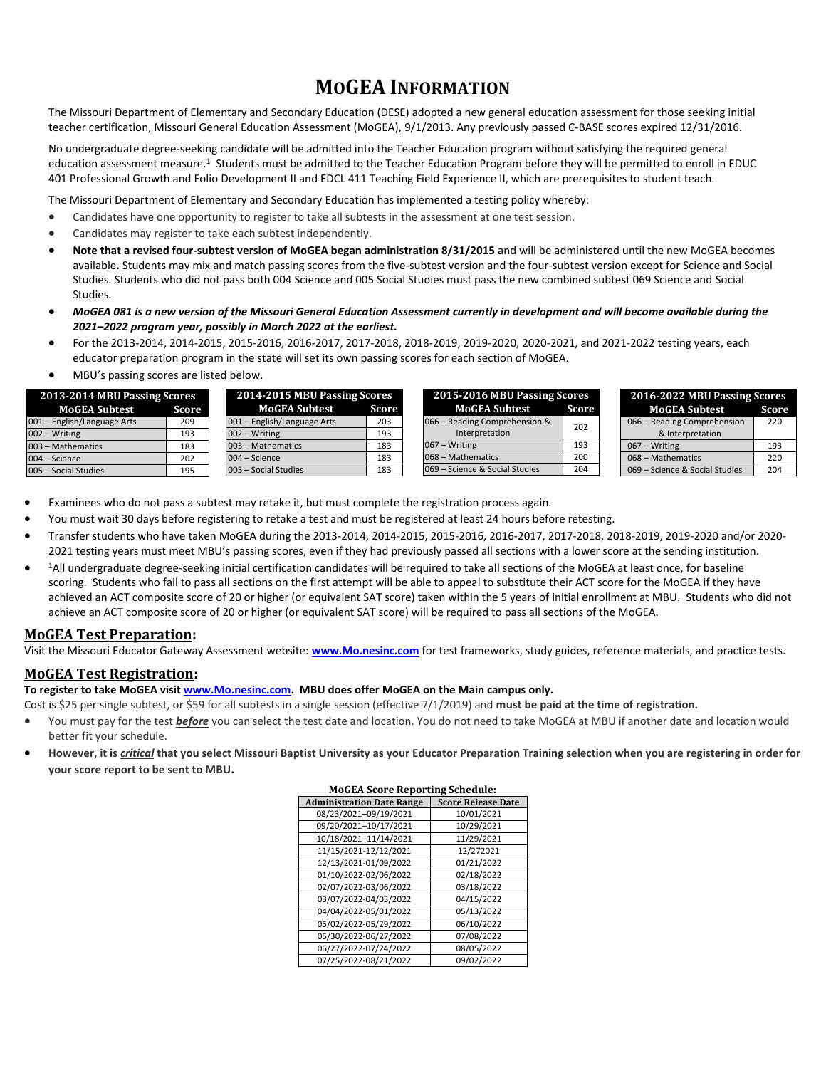# MoGEA Information

The Missouri Department of Elementary and Secondary Education (DESE) adopted a new general education assessment for those seeking initial teacher certification, Missouri General Education Assessment (MoGEA), 9/1/2013. Any previously passed C-BASE scores expired 12/31/2016.

No undergraduate degree-seeking candidate will be admitted into the Teacher Education program without satisfying the required general education assessment measure.[1] Students must be admitted to the Teacher Education Program before they will be permitted to enroll in EDUC 401 Professional Growth and Folio Development II and EDCL 411 Teaching Field Experience II, which are prerequisites to student teach.

The Missouri Department of Elementary and Secondary Education has implemented a testing policy whereby:

- Candidates have one opportunity to register to take all subtests in the assessment at one test session.
- Candidates may register to take each subtest independently.
- **Note that a revised four-subtest version of MoGEA began administration 8/31/2015** and will be administered until the new MoGEA becomes available**.** Students may mix and match passing scores from the five-subtest version and the four-subtest version except for Science and Social Studies. Students who did not pass both 004 Science and 005 Social Studies must pass the new combined subtest 069 Science and Social Studies.
- ***MoGEA 081 is a new version of the Missouri General Education Assessment currently in development and will become available during the 2021–2022 program year, possibly in March 2022 at the earliest.***
- For the 2013-2014, 2014-2015, 2015-2016, 2016-2017, 2017-2018, 2018-2019, 2019-2020, 2020-2021, and 2021-2022 testing years, each educator preparation program in the state will set its own passing scores for each section of MoGEA.
- MBU's passing scores are listed below.

| 2013-2014 MBU Passing Scores | |
|---|---|
| **MoGEA Subtest** | **Score** |
| 001 – English/Language Arts | 209 |
| 002 – Writing | 193 |
| 003 – Mathematics | 183 |
| 004 – Science | 202 |
| 005 – Social Studies | 195 |

| 2014-2015 MBU Passing Scores | |
|---|---|
| **MoGEA Subtest** | **Score** |
| 001 – English/Language Arts | 203 |
| 002 – Writing | 193 |
| 003 – Mathematics | 183 |
| 004 – Science | 183 |
| 005 – Social Studies | 183 |

| 2015-2016 MBU Passing Scores | |
|---|---|
| **MoGEA Subtest** | **Score** |
| 066 – Reading Comprehension & Interpretation | 202 |
| 067 – Writing | 193 |
| 068 – Mathematics | 200 |
| 069 – Science & Social Studies | 204 |

| 2016-2022 MBU Passing Scores | |
|---|---|
| **MoGEA Subtest** | **Score** |
| 066 – Reading Comprehension & Interpretation | 220 |
| 067 – Writing | 193 |
| 068 – Mathematics | 220 |
| 069 – Science & Social Studies | 204 |

- Examinees who do not pass a subtest may retake it, but must complete the registration process again.
- You must wait 30 days before registering to retake a test and must be registered at least 24 hours before retesting.
- Transfer students who have taken MoGEA during the 2013-2014, 2014-2015, 2015-2016, 2016-2017, 2017-2018, 2018-2019, 2019-2020 and/or 2020-2021 testing years must meet MBU's passing scores, even if they had previously passed all sections with a lower score at the sending institution.
- [1]All undergraduate degree-seeking initial certification candidates will be required to take all sections of the MoGEA at least once, for baseline scoring. Students who fail to pass all sections on the first attempt will be able to appeal to substitute their ACT score for the MoGEA if they have achieved an ACT composite score of 20 or higher (or equivalent SAT score) taken within the 5 years of initial enrollment at MBU. Students who did not achieve an ACT composite score of 20 or higher (or equivalent SAT score) will be required to pass all sections of the MoGEA.

## MoGEA Test Preparation:

Visit the Missouri Educator Gateway Assessment website: **www.Mo.nesinc.com** for test frameworks, study guides, reference materials, and practice tests.

## MoGEA Test Registration:

**To register to take MoGEA visit www.Mo.nesinc.com. MBU does offer MoGEA on the Main campus only.**

Cost is $25 per single subtest, or $59 for all subtests in a single session (effective 7/1/2019) and **must be paid at the time of registration.**

- You must pay for the test ***before*** you can select the test date and location. You do not need to take MoGEA at MBU if another date and location would better fit your schedule.
- **However, it is *critical* that you select Missouri Baptist University as your Educator Preparation Training selection when you are registering in order for your score report to be sent to MBU.**

**MoGEA Score Reporting Schedule:**

| Administration Date Range | Score Release Date |
|---|---|
| 08/23/2021–09/19/2021 | 10/01/2021 |
| 09/20/2021–10/17/2021 | 10/29/2021 |
| 10/18/2021–11/14/2021 | 11/29/2021 |
| 11/15/2021-12/12/2021 | 12/272021 |
| 12/13/2021-01/09/2022 | 01/21/2022 |
| 01/10/2022-02/06/2022 | 02/18/2022 |
| 02/07/2022-03/06/2022 | 03/18/2022 |
| 03/07/2022-04/03/2022 | 04/15/2022 |
| 04/04/2022-05/01/2022 | 05/13/2022 |
| 05/02/2022-05/29/2022 | 06/10/2022 |
| 05/30/2022-06/27/2022 | 07/08/2022 |
| 06/27/2022-07/24/2022 | 08/05/2022 |
| 07/25/2022-08/21/2022 | 09/02/2022 |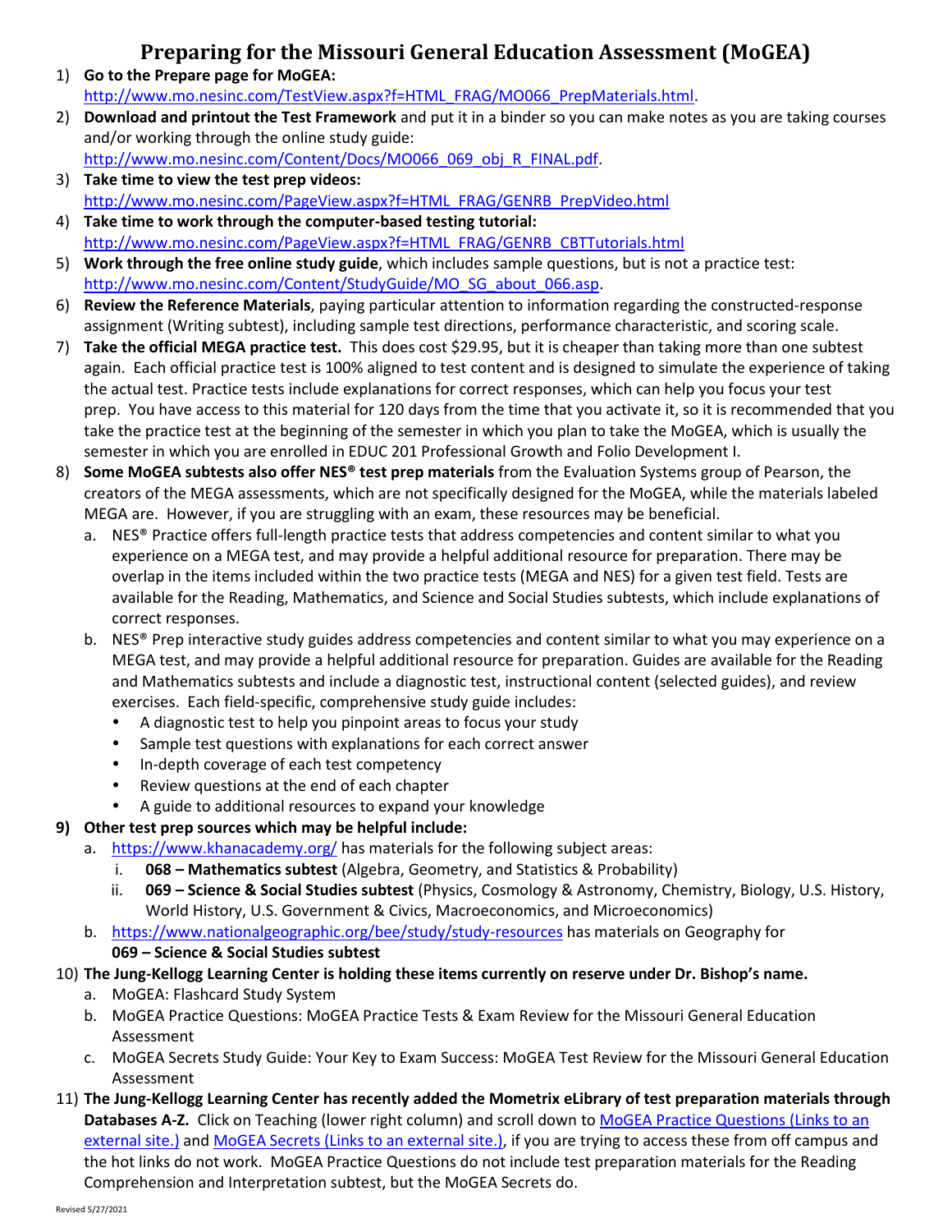# Preparing for the Missouri General Education Assessment (MoGEA)

1) **Go to the Prepare page for MoGEA:** http://www.mo.nesinc.com/TestView.aspx?f=HTML_FRAG/MO066_PrepMaterials.html.
2) **Download and printout the Test Framework** and put it in a binder so you can make notes as you are taking courses and/or working through the online study guide: http://www.mo.nesinc.com/Content/Docs/MO066_069_obj_R_FINAL.pdf.
3) **Take time to view the test prep videos:** http://www.mo.nesinc.com/PageView.aspx?f=HTML_FRAG/GENRB_PrepVideo.html
4) **Take time to work through the computer-based testing tutorial:** http://www.mo.nesinc.com/PageView.aspx?f=HTML_FRAG/GENRB_CBTTutorials.html
5) **Work through the free online study guide**, which includes sample questions, but is not a practice test: http://www.mo.nesinc.com/Content/StudyGuide/MO_SG_about_066.asp.
6) **Review the Reference Materials**, paying particular attention to information regarding the constructed-response assignment (Writing subtest), including sample test directions, performance characteristic, and scoring scale.
7) **Take the official MEGA practice test.** This does cost $29.95, but it is cheaper than taking more than one subtest again. Each official practice test is 100% aligned to test content and is designed to simulate the experience of taking the actual test. Practice tests include explanations for correct responses, which can help you focus your test prep. You have access to this material for 120 days from the time that you activate it, so it is recommended that you take the practice test at the beginning of the semester in which you plan to take the MoGEA, which is usually the semester in which you are enrolled in EDUC 201 Professional Growth and Folio Development I.
8) **Some MoGEA subtests also offer NES® test prep materials** from the Evaluation Systems group of Pearson, the creators of the MEGA assessments, which are not specifically designed for the MoGEA, while the materials labeled MEGA are. However, if you are struggling with an exam, these resources may be beneficial.
   a. NES® Practice offers full-length practice tests that address competencies and content similar to what you experience on a MEGA test, and may provide a helpful additional resource for preparation. There may be overlap in the items included within the two practice tests (MEGA and NES) for a given test field. Tests are available for the Reading, Mathematics, and Science and Social Studies subtests, which include explanations of correct responses.
   b. NES® Prep interactive study guides address competencies and content similar to what you may experience on a MEGA test, and may provide a helpful additional resource for preparation. Guides are available for the Reading and Mathematics subtests and include a diagnostic test, instructional content (selected guides), and review exercises. Each field-specific, comprehensive study guide includes:
      - A diagnostic test to help you pinpoint areas to focus your study
      - Sample test questions with explanations for each correct answer
      - In-depth coverage of each test competency
      - Review questions at the end of each chapter
      - A guide to additional resources to expand your knowledge
9) **Other test prep sources which may be helpful include:**
   a. https://www.khanacademy.org/ has materials for the following subject areas:
      i. **068 – Mathematics subtest** (Algebra, Geometry, and Statistics & Probability)
      ii. **069 – Science & Social Studies subtest** (Physics, Cosmology & Astronomy, Chemistry, Biology, U.S. History, World History, U.S. Government & Civics, Macroeconomics, and Microeconomics)
   b. https://www.nationalgeographic.org/bee/study/study-resources has materials on Geography for **069 – Science & Social Studies subtest**
10) **The Jung-Kellogg Learning Center is holding these items currently on reserve under Dr. Bishop's name.**
   a. MoGEA: Flashcard Study System
   b. MoGEA Practice Questions: MoGEA Practice Tests & Exam Review for the Missouri General Education Assessment
   c. MoGEA Secrets Study Guide: Your Key to Exam Success: MoGEA Test Review for the Missouri General Education Assessment
11) **The Jung-Kellogg Learning Center has recently added the Mometrix eLibrary of test preparation materials through Databases A-Z.** Click on Teaching (lower right column) and scroll down to MoGEA Practice Questions (Links to an external site.) and MoGEA Secrets (Links to an external site.), if you are trying to access these from off campus and the hot links do not work. MoGEA Practice Questions do not include test preparation materials for the Reading Comprehension and Interpretation subtest, but the MoGEA Secrets do.

Revised 5/27/2021